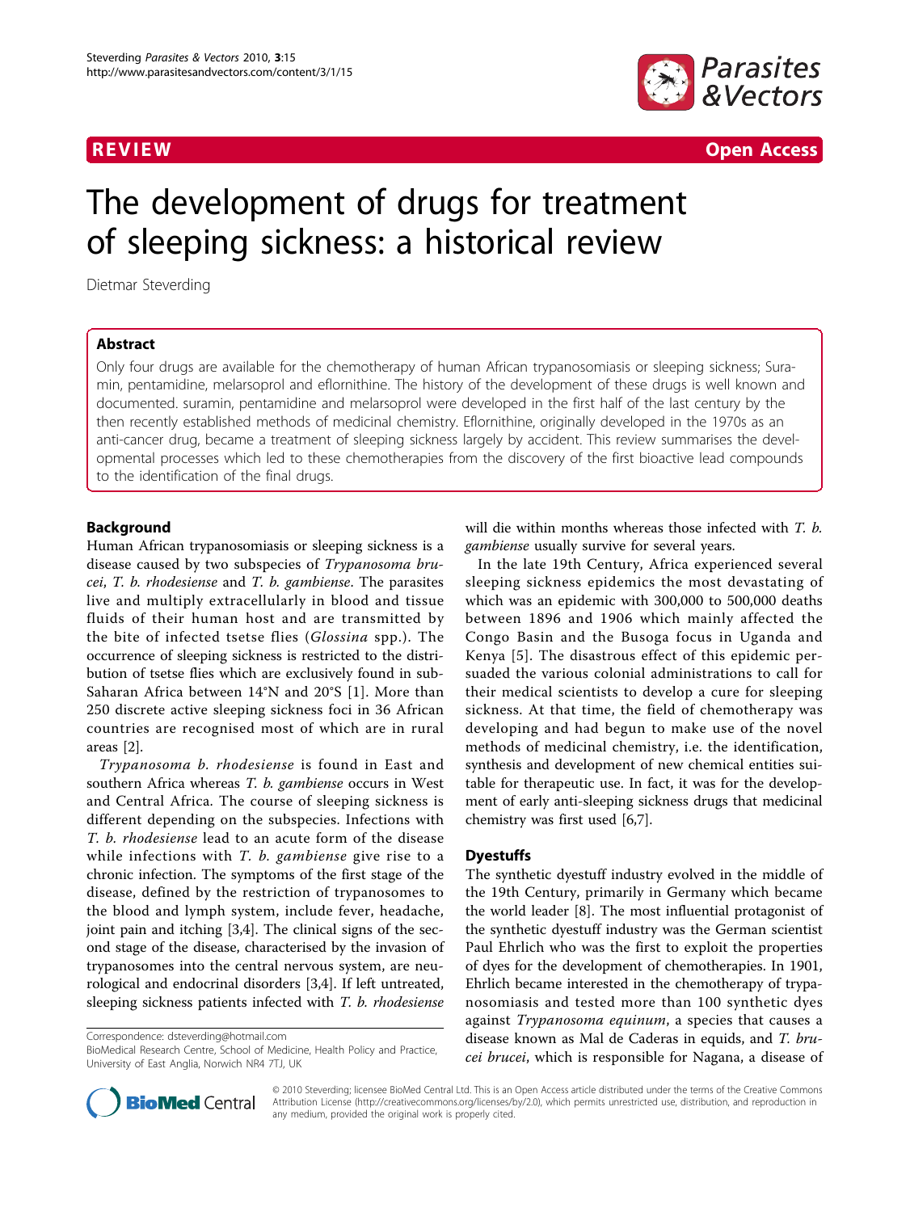REVIEW Open Access

# The development of drugs for treatment of sleeping sickness: a historical review

Dietmar Steverding

## Abstract

Only four drugs are available for the chemotherapy of human African trypanosomiasis or sleeping sickness; Suramin, pentamidine, melarsoprol and eflornithine. The history of the development of these drugs is well known and documented. suramin, pentamidine and melarsoprol were developed in the first half of the last century by the then recently established methods of medicinal chemistry. Eflornithine, originally developed in the 1970s as an anti-cancer drug, became a treatment of sleeping sickness largely by accident. This review summarises the developmental processes which led to these chemotherapies from the discovery of the first bioactive lead compounds to the identification of the final drugs.

## Background

Human African trypanosomiasis or sleeping sickness is a disease caused by two subspecies of *Trypanosoma brucei*, *T. b. rhodesiense* and *T. b. gambiense*. The parasites live and multiply extracellularly in blood and tissue fluids of their human host and are transmitted by the bite of infected tsetse flies (*Glossina* spp.). The occurrence of sleeping sickness is restricted to the distribution of tsetse flies which are exclusively found in sub-Saharan Africa between 14°N and 20°S [1]. More than 250 discrete active sleeping sickness foci in 36 African countries are recognised most of which are in rural areas [2].

*Trypanosoma b. rhodesiense* is found in East and southern Africa whereas *T. b. gambiense* occurs in West and Central Africa. The course of sleeping sickness is different depending on the subspecies. Infections with *T. b. rhodesiense* lead to an acute form of the disease while infections with *T. b. gambiense* give rise to a chronic infection. The symptoms of the first stage of the disease, defined by the restriction of trypanosomes to the blood and lymph system, include fever, headache, joint pain and itching [3,4]. The clinical signs of the second stage of the disease, characterised by the invasion of trypanosomes into the central nervous system, are neurological and endocrinal disorders [3,4]. If left untreated, sleeping sickness patients infected with *T. b. rhodesiense* will die within months whereas those infected with *T. b. gambiense* usually survive for several years.

In the late 19th Century, Africa experienced several sleeping sickness epidemics the most devastating of which was an epidemic with 300,000 to 500,000 deaths between 1896 and 1906 which mainly affected the Congo Basin and the Busoga focus in Uganda and Kenya [5]. The disastrous effect of this epidemic persuaded the various colonial administrations to call for their medical scientists to develop a cure for sleeping sickness. At that time, the field of chemotherapy was developing and had begun to make use of the novel methods of medicinal chemistry, i.e. the identification, synthesis and development of new chemical entities suitable for therapeutic use. In fact, it was for the development of early anti-sleeping sickness drugs that medicinal chemistry was first used [6,7].

## Dyestuffs

The synthetic dyestuff industry evolved in the middle of the 19th Century, primarily in Germany which became the world leader [8]. The most influential protagonist of the synthetic dyestuff industry was the German scientist Paul Ehrlich who was the first to exploit the properties of dyes for the development of chemotherapies. In 1901, Ehrlich became interested in the chemotherapy of trypanosomiasis and tested more than 100 synthetic dyes against *Trypanosoma equinum*, a species that causes a disease known as Mal de Caderas in equids, and *T. brucei brucei*, which is responsible for Nagana, a disease of

Correspondence: dsteverding@hotmail.com
BioMedical Research Centre, School of Medicine, Health Policy and Practice, University of East Anglia, Norwich NR4 7TJ, UK

© 2010 Steverding; licensee BioMed Central Ltd. This is an Open Access article distributed under the terms of the Creative Commons Attribution License (http://creativecommons.org/licenses/by/2.0), which permits unrestricted use, distribution, and reproduction in any medium, provided the original work is properly cited.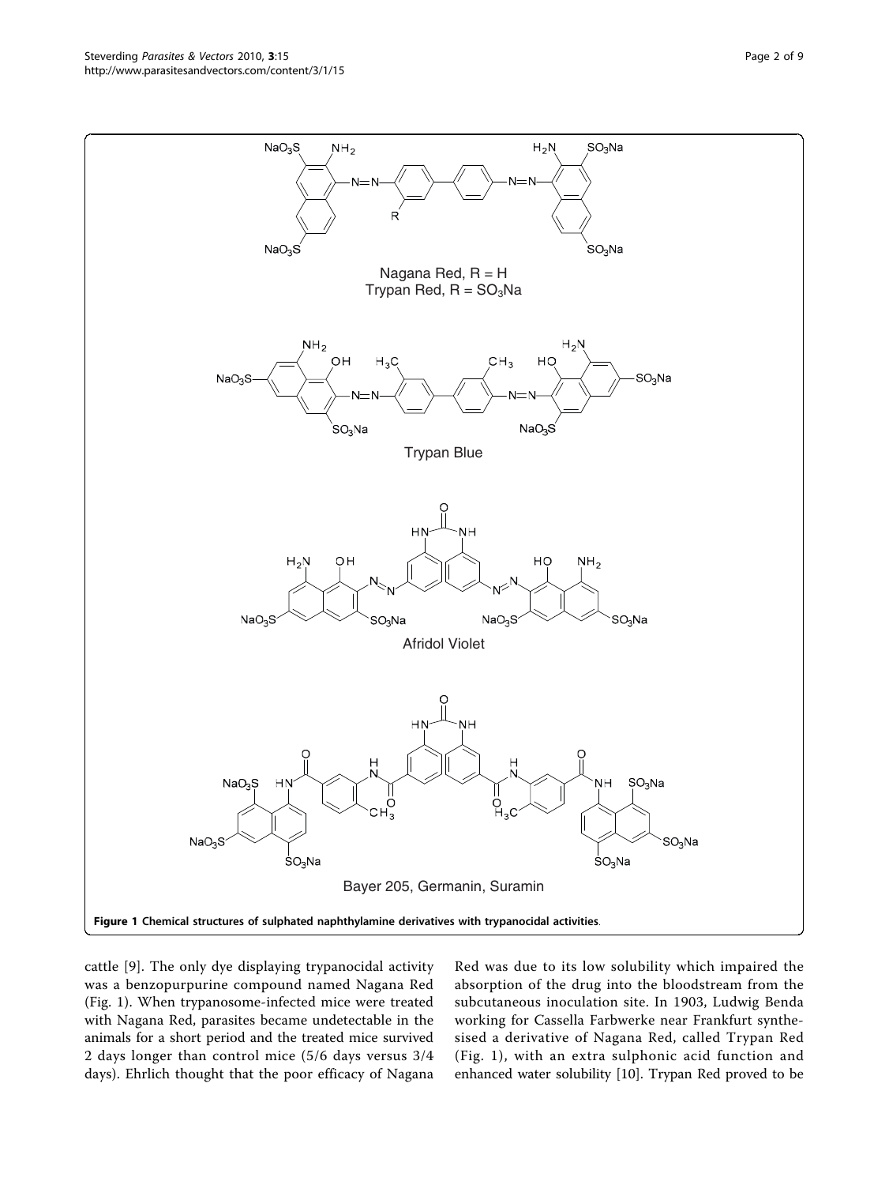Nagana Red, R = H
Trypan Red, R = $SO_3Na$

Trypan Blue

Afridol Violet

Bayer 205, Germanin, Suramin

**Figure 1 Chemical structures of sulphated naphthylamine derivatives with trypanocidal activities**.

cattle [9]. The only dye displaying trypanocidal activity was a benzopurpurine compound named Nagana Red (Fig. 1). When trypanosome-infected mice were treated with Nagana Red, parasites became undetectable in the animals for a short period and the treated mice survived 2 days longer than control mice (5/6 days versus 3/4 days). Ehrlich thought that the poor efficacy of Nagana Red was due to its low solubility which impaired the absorption of the drug into the bloodstream from the subcutaneous inoculation site. In 1903, Ludwig Benda working for Cassella Farbwerke near Frankfurt synthesised a derivative of Nagana Red, called Trypan Red (Fig. 1), with an extra sulphonic acid function and enhanced water solubility [10]. Trypan Red proved to be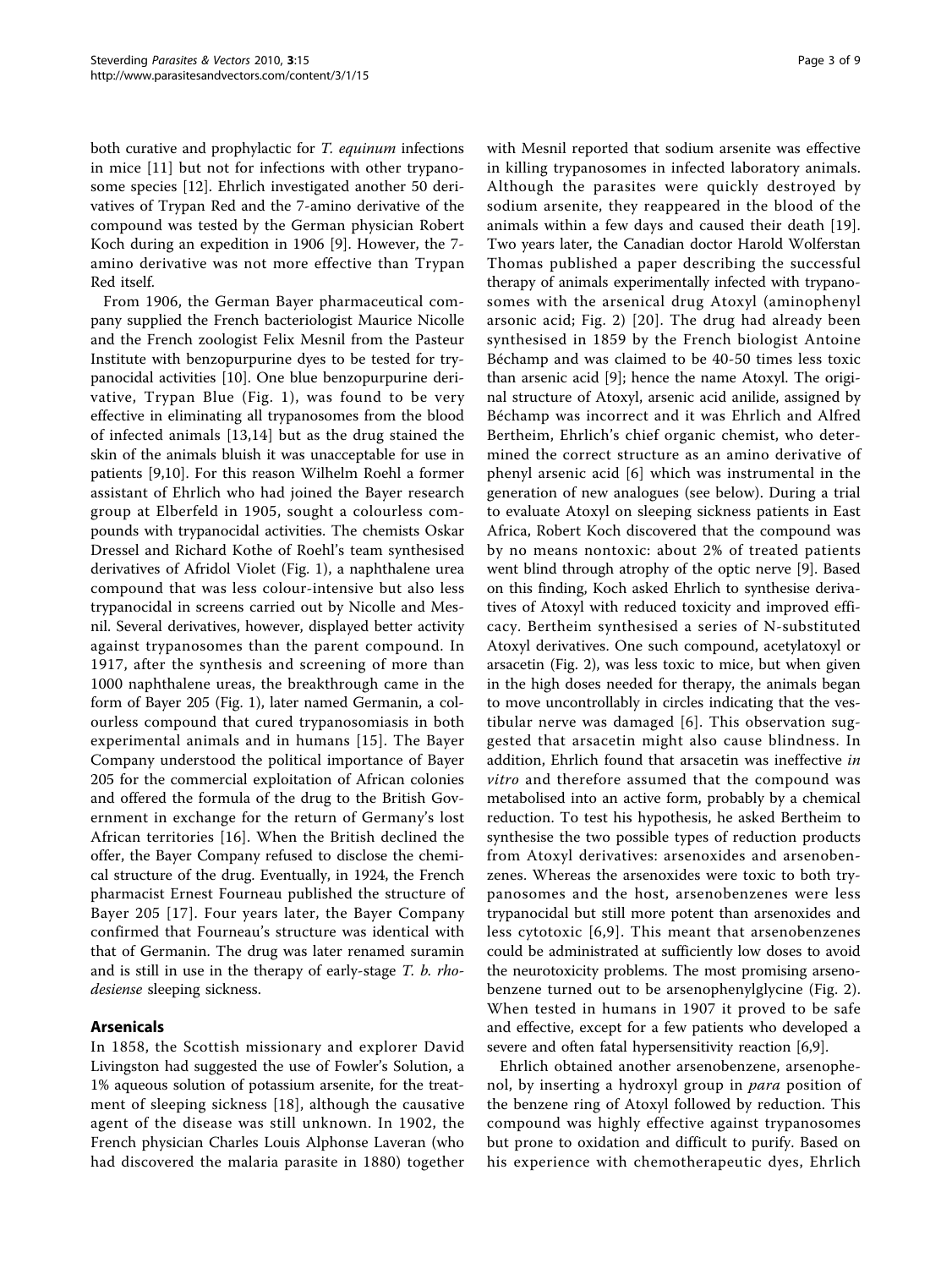both curative and prophylactic for *T. equinum* infections in mice [11] but not for infections with other trypanosome species [12]. Ehrlich investigated another 50 derivatives of Trypan Red and the 7-amino derivative of the compound was tested by the German physician Robert Koch during an expedition in 1906 [9]. However, the 7-amino derivative was not more effective than Trypan Red itself.

From 1906, the German Bayer pharmaceutical company supplied the French bacteriologist Maurice Nicolle and the French zoologist Felix Mesnil from the Pasteur Institute with benzopurpurine dyes to be tested for trypanocidal activities [10]. One blue benzopurpurine derivative, Trypan Blue (Fig. 1), was found to be very effective in eliminating all trypanosomes from the blood of infected animals [13,14] but as the drug stained the skin of the animals bluish it was unacceptable for use in patients [9,10]. For this reason Wilhelm Roehl a former assistant of Ehrlich who had joined the Bayer research group at Elberfeld in 1905, sought a colourless compounds with trypanocidal activities. The chemists Oskar Dressel and Richard Kothe of Roehl's team synthesised derivatives of Afridol Violet (Fig. 1), a naphthalene urea compound that was less colour-intensive but also less trypanocidal in screens carried out by Nicolle and Mesnil. Several derivatives, however, displayed better activity against trypanosomes than the parent compound. In 1917, after the synthesis and screening of more than 1000 naphthalene ureas, the breakthrough came in the form of Bayer 205 (Fig. 1), later named Germanin, a colourless compound that cured trypanosomiasis in both experimental animals and in humans [15]. The Bayer Company understood the political importance of Bayer 205 for the commercial exploitation of African colonies and offered the formula of the drug to the British Government in exchange for the return of Germany's lost African territories [16]. When the British declined the offer, the Bayer Company refused to disclose the chemical structure of the drug. Eventually, in 1924, the French pharmacist Ernest Fourneau published the structure of Bayer 205 [17]. Four years later, the Bayer Company confirmed that Fourneau's structure was identical with that of Germanin. The drug was later renamed suramin and is still in use in the therapy of early-stage *T. b. rhodesiense* sleeping sickness.

## Arsenicals

In 1858, the Scottish missionary and explorer David Livingston had suggested the use of Fowler's Solution, a 1% aqueous solution of potassium arsenite, for the treatment of sleeping sickness [18], although the causative agent of the disease was still unknown. In 1902, the French physician Charles Louis Alphonse Laveran (who had discovered the malaria parasite in 1880) together with Mesnil reported that sodium arsenite was effective in killing trypanosomes in infected laboratory animals. Although the parasites were quickly destroyed by sodium arsenite, they reappeared in the blood of the animals within a few days and caused their death [19]. Two years later, the Canadian doctor Harold Wolferstan Thomas published a paper describing the successful therapy of animals experimentally infected with trypanosomes with the arsenical drug Atoxyl (aminophenyl arsonic acid; Fig. 2) [20]. The drug had already been synthesised in 1859 by the French biologist Antoine Béchamp and was claimed to be 40-50 times less toxic than arsenic acid [9]; hence the name Atoxyl. The original structure of Atoxyl, arsenic acid anilide, assigned by Béchamp was incorrect and it was Ehrlich and Alfred Bertheim, Ehrlich's chief organic chemist, who determined the correct structure as an amino derivative of phenyl arsenic acid [6] which was instrumental in the generation of new analogues (see below). During a trial to evaluate Atoxyl on sleeping sickness patients in East Africa, Robert Koch discovered that the compound was by no means nontoxic: about 2% of treated patients went blind through atrophy of the optic nerve [9]. Based on this finding, Koch asked Ehrlich to synthesise derivatives of Atoxyl with reduced toxicity and improved efficacy. Bertheim synthesised a series of N-substituted Atoxyl derivatives. One such compound, acetylatoxyl or arsacetin (Fig. 2), was less toxic to mice, but when given in the high doses needed for therapy, the animals began to move uncontrollably in circles indicating that the vestibular nerve was damaged [6]. This observation suggested that arsacetin might also cause blindness. In addition, Ehrlich found that arsacetin was ineffective *in vitro* and therefore assumed that the compound was metabolised into an active form, probably by a chemical reduction. To test his hypothesis, he asked Bertheim to synthesise the two possible types of reduction products from Atoxyl derivatives: arsenoxides and arsenobenzenes. Whereas the arsenoxides were toxic to both trypanosomes and the host, arsenobenzenes were less trypanocidal but still more potent than arsenoxides and less cytotoxic [6,9]. This meant that arsenobenzenes could be administrated at sufficiently low doses to avoid the neurotoxicity problems. The most promising arsenobenzene turned out to be arsenophenylglycine (Fig. 2). When tested in humans in 1907 it proved to be safe and effective, except for a few patients who developed a severe and often fatal hypersensitivity reaction [6,9].

Ehrlich obtained another arsenobenzene, arsenophenol, by inserting a hydroxyl group in *para* position of the benzene ring of Atoxyl followed by reduction. This compound was highly effective against trypanosomes but prone to oxidation and difficult to purify. Based on his experience with chemotherapeutic dyes, Ehrlich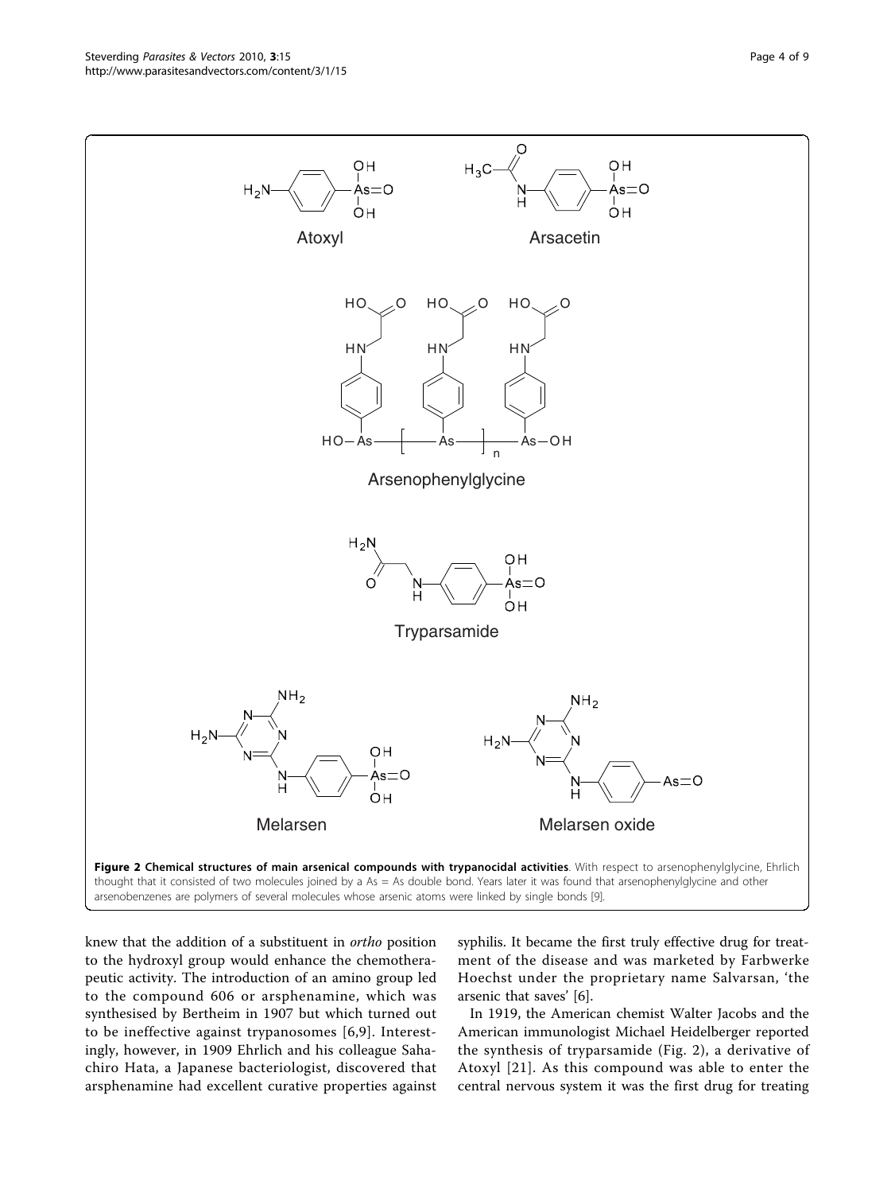Atoxyl

Arsacetin

Arsenophenylglycine

Tryparsamide

Melarsen

Melarsen oxide

**Figure 2 Chemical structures of main arsenical compounds with trypanocidal activities**. With respect to arsenophenylglycine, Ehrlich thought that it consisted of two molecules joined by a As = As double bond. Years later it was found that arsenophenylglycine and other arsenobenzenes are polymers of several molecules whose arsenic atoms were linked by single bonds [9].

knew that the addition of a substituent in *ortho* position to the hydroxyl group would enhance the chemotherapeutic activity. The introduction of an amino group led to the compound 606 or arsphenamine, which was synthesised by Bertheim in 1907 but which turned out to be ineffective against trypanosomes [6,9]. Interestingly, however, in 1909 Ehrlich and his colleague Sahachiro Hata, a Japanese bacteriologist, discovered that arsphenamine had excellent curative properties against syphilis. It became the first truly effective drug for treatment of the disease and was marketed by Farbwerke Hoechst under the proprietary name Salvarsan, 'the arsenic that saves' [6].

In 1919, the American chemist Walter Jacobs and the American immunologist Michael Heidelberger reported the synthesis of tryparsamide (Fig. 2), a derivative of Atoxyl [21]. As this compound was able to enter the central nervous system it was the first drug for treating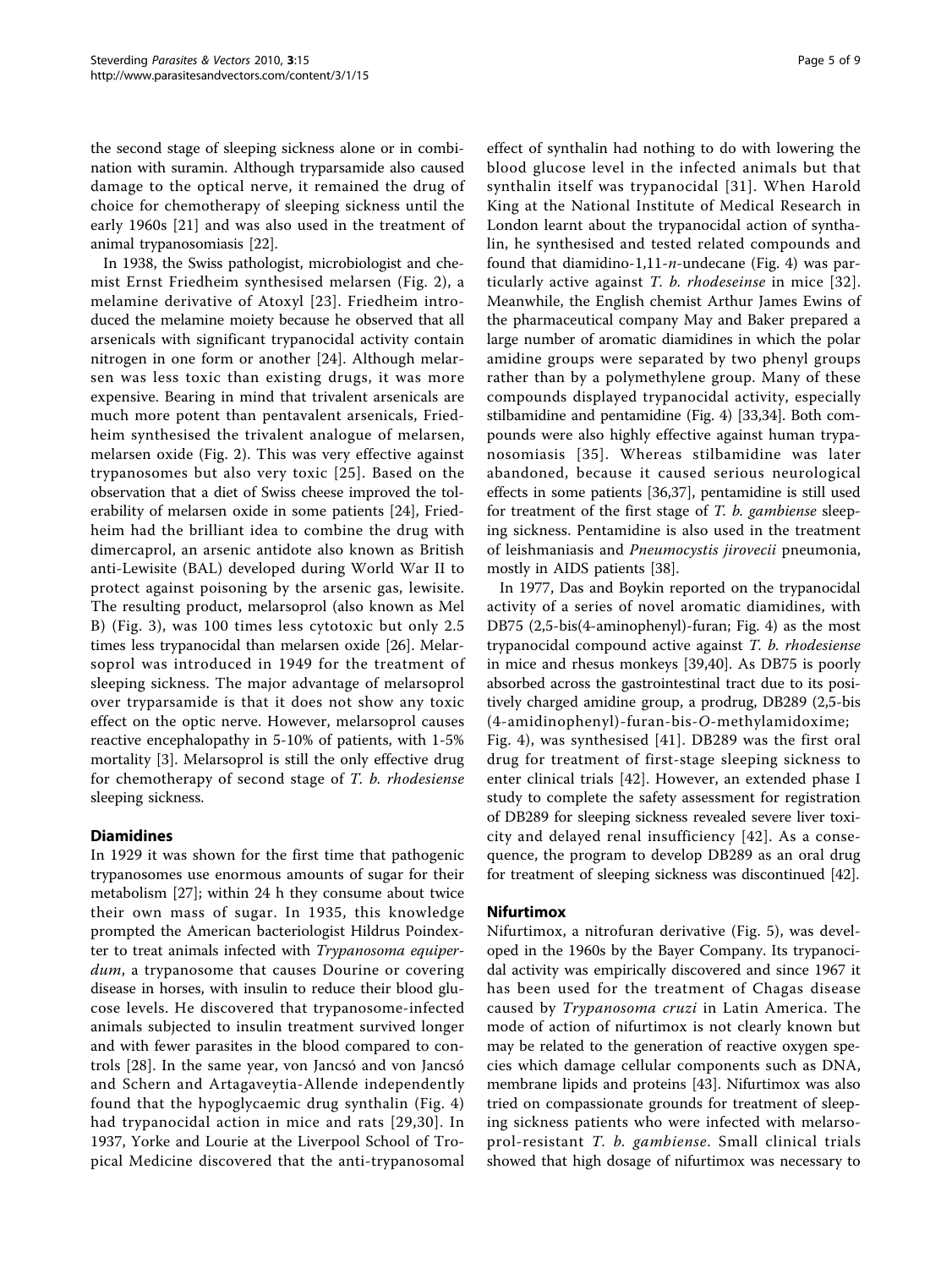the second stage of sleeping sickness alone or in combination with suramin. Although tryparsamide also caused damage to the optical nerve, it remained the drug of choice for chemotherapy of sleeping sickness until the early 1960s [21] and was also used in the treatment of animal trypanosomiasis [22].

In 1938, the Swiss pathologist, microbiologist and chemist Ernst Friedheim synthesised melarsen (Fig. 2), a melamine derivative of Atoxyl [23]. Friedheim introduced the melamine moiety because he observed that all arsenicals with significant trypanocidal activity contain nitrogen in one form or another [24]. Although melarsen was less toxic than existing drugs, it was more expensive. Bearing in mind that trivalent arsenicals are much more potent than pentavalent arsenicals, Friedheim synthesised the trivalent analogue of melarsen, melarsen oxide (Fig. 2). This was very effective against trypanosomes but also very toxic [25]. Based on the observation that a diet of Swiss cheese improved the tolerability of melarsen oxide in some patients [24], Friedheim had the brilliant idea to combine the drug with dimercaprol, an arsenic antidote also known as British anti-Lewisite (BAL) developed during World War II to protect against poisoning by the arsenic gas, lewisite. The resulting product, melarsoprol (also known as Mel B) (Fig. 3), was 100 times less cytotoxic but only 2.5 times less trypanocidal than melarsen oxide [26]. Melarsoprol was introduced in 1949 for the treatment of sleeping sickness. The major advantage of melarsoprol over tryparsamide is that it does not show any toxic effect on the optic nerve. However, melarsoprol causes reactive encephalopathy in 5-10% of patients, with 1-5% mortality [3]. Melarsoprol is still the only effective drug for chemotherapy of second stage of *T. b. rhodesiense* sleeping sickness.

## Diamidines

In 1929 it was shown for the first time that pathogenic trypanosomes use enormous amounts of sugar for their metabolism [27]; within 24 h they consume about twice their own mass of sugar. In 1935, this knowledge prompted the American bacteriologist Hildrus Poindexter to treat animals infected with *Trypanosoma equiperdum*, a trypanosome that causes Dourine or covering disease in horses, with insulin to reduce their blood glucose levels. He discovered that trypanosome-infected animals subjected to insulin treatment survived longer and with fewer parasites in the blood compared to controls [28]. In the same year, von Jancsó and von Jancsó and Schern and Artagaveytia-Allende independently found that the hypoglycaemic drug synthalin (Fig. 4) had trypanocidal action in mice and rats [29,30]. In 1937, Yorke and Lourie at the Liverpool School of Tropical Medicine discovered that the anti-trypanosomal effect of synthalin had nothing to do with lowering the blood glucose level in the infected animals but that synthalin itself was trypanocidal [31]. When Harold King at the National Institute of Medical Research in London learnt about the trypanocidal action of synthalin, he synthesised and tested related compounds and found that diamidino-1,11-*n*-undecane (Fig. 4) was particularly active against *T. b. rhodeseinse* in mice [32]. Meanwhile, the English chemist Arthur James Ewins of the pharmaceutical company May and Baker prepared a large number of aromatic diamidines in which the polar amidine groups were separated by two phenyl groups rather than by a polymethylene group. Many of these compounds displayed trypanocidal activity, especially stilbamidine and pentamidine (Fig. 4) [33,34]. Both compounds were also highly effective against human trypanosomiasis [35]. Whereas stilbamidine was later abandoned, because it caused serious neurological effects in some patients [36,37], pentamidine is still used for treatment of the first stage of *T. b. gambiense* sleeping sickness. Pentamidine is also used in the treatment of leishmaniasis and *Pneumocystis jirovecii* pneumonia, mostly in AIDS patients [38].

In 1977, Das and Boykin reported on the trypanocidal activity of a series of novel aromatic diamidines, with DB75 (2,5-bis(4-aminophenyl)-furan; Fig. 4) as the most trypanocidal compound active against *T. b. rhodesiense* in mice and rhesus monkeys [39,40]. As DB75 is poorly absorbed across the gastrointestinal tract due to its positively charged amidine group, a prodrug, DB289 (2,5-bis (4-amidinophenyl)-furan-bis-*O*-methylamidoxime; Fig. 4), was synthesised [41]. DB289 was the first oral drug for treatment of first-stage sleeping sickness to enter clinical trials [42]. However, an extended phase I study to complete the safety assessment for registration of DB289 for sleeping sickness revealed severe liver toxicity and delayed renal insufficiency [42]. As a consequence, the program to develop DB289 as an oral drug for treatment of sleeping sickness was discontinued [42].

## Nifurtimox

Nifurtimox, a nitrofuran derivative (Fig. 5), was developed in the 1960s by the Bayer Company. Its trypanocidal activity was empirically discovered and since 1967 it has been used for the treatment of Chagas disease caused by *Trypanosoma cruzi* in Latin America. The mode of action of nifurtimox is not clearly known but may be related to the generation of reactive oxygen species which damage cellular components such as DNA, membrane lipids and proteins [43]. Nifurtimox was also tried on compassionate grounds for treatment of sleeping sickness patients who were infected with melarsoprol-resistant *T. b. gambiense*. Small clinical trials showed that high dosage of nifurtimox was necessary to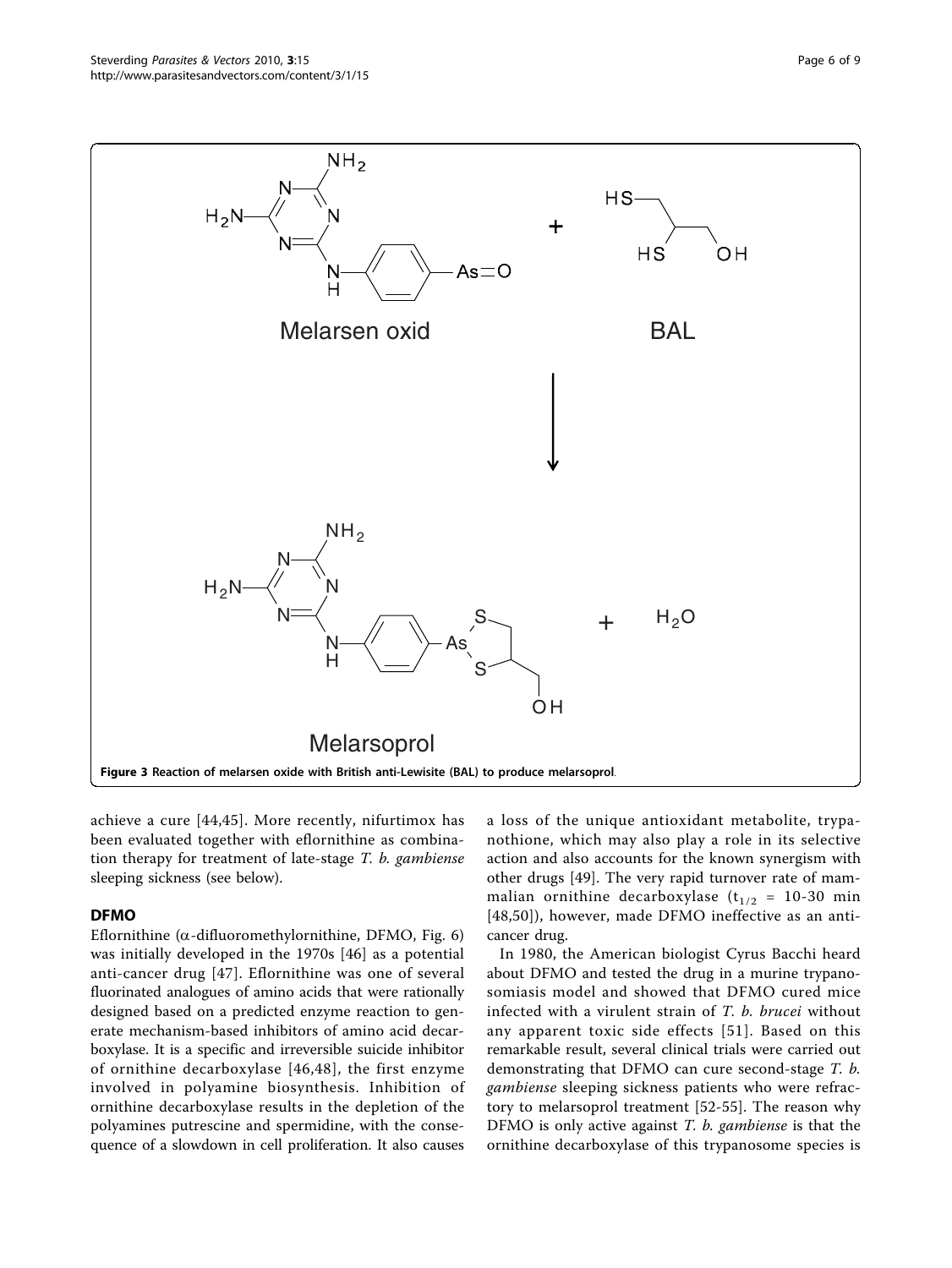Figure 3 Reaction of melarsen oxide with British anti-Lewisite (BAL) to produce melarsoprol.

achieve a cure [44,45]. More recently, nifurtimox has been evaluated together with eflornithine as combination therapy for treatment of late-stage *T. b. gambiense* sleeping sickness (see below).

## DFMO

Eflornithine (α-difluoromethylornithine, DFMO, Fig. 6) was initially developed in the 1970s [46] as a potential anti-cancer drug [47]. Eflornithine was one of several fluorinated analogues of amino acids that were rationally designed based on a predicted enzyme reaction to generate mechanism-based inhibitors of amino acid decarboxylase. It is a specific and irreversible suicide inhibitor of ornithine decarboxylase [46,48], the first enzyme involved in polyamine biosynthesis. Inhibition of ornithine decarboxylase results in the depletion of the polyamines putrescine and spermidine, with the consequence of a slowdown in cell proliferation. It also causes a loss of the unique antioxidant metabolite, trypanothione, which may also play a role in its selective action and also accounts for the known synergism with other drugs [49]. The very rapid turnover rate of mammalian ornithine decarboxylase ($t_{1/2}$ = 10-30 min [48,50]), however, made DFMO ineffective as an anticancer drug.

In 1980, the American biologist Cyrus Bacchi heard about DFMO and tested the drug in a murine trypanosomiasis model and showed that DFMO cured mice infected with a virulent strain of *T. b. brucei* without any apparent toxic side effects [51]. Based on this remarkable result, several clinical trials were carried out demonstrating that DFMO can cure second-stage *T. b. gambiense* sleeping sickness patients who were refractory to melarsoprol treatment [52-55]. The reason why DFMO is only active against *T. b. gambiense* is that the ornithine decarboxylase of this trypanosome species is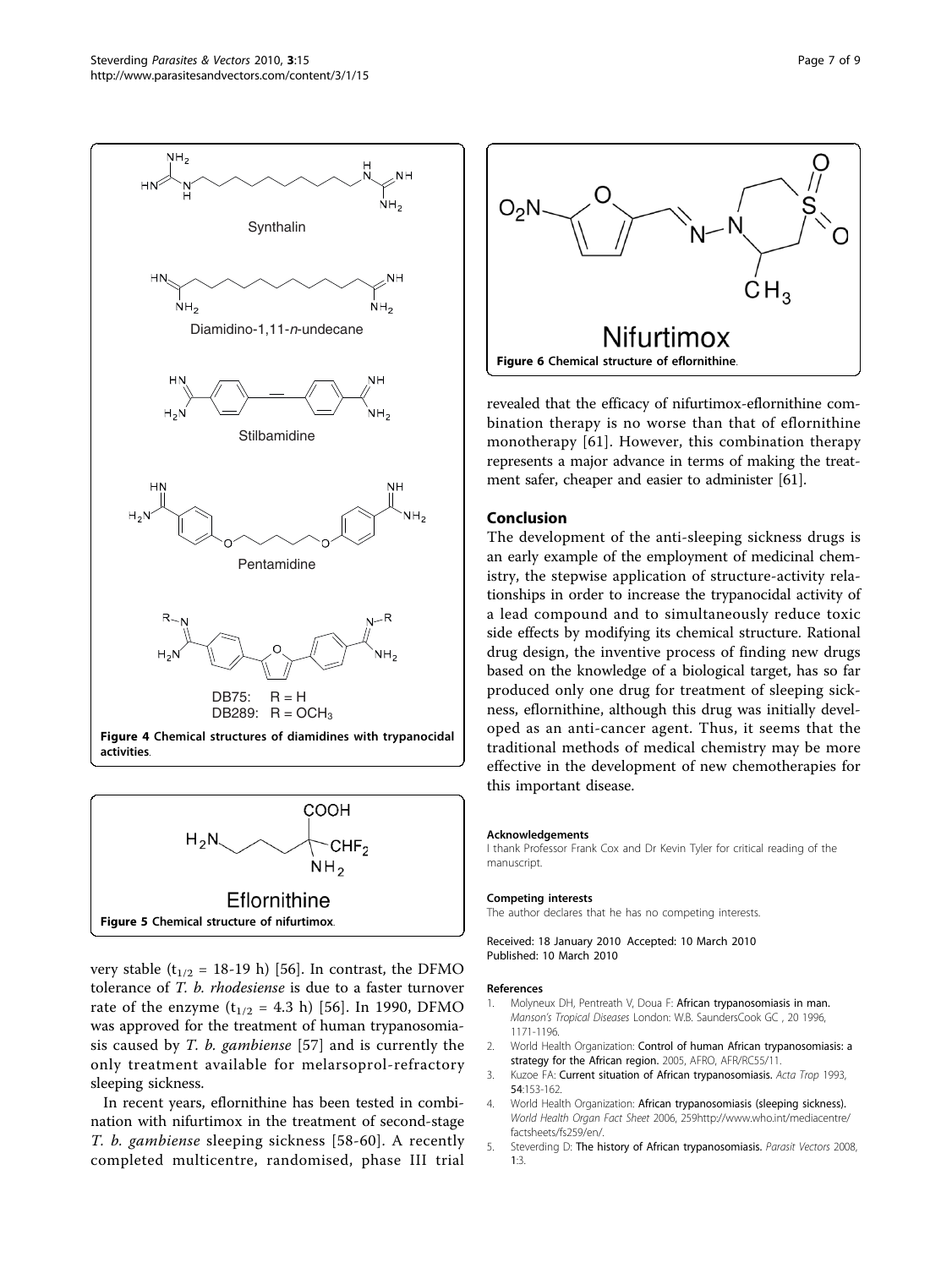Figure 4 Chemical structures of diamidines with trypanocidal activities.

Figure 5 Chemical structure of nifurtimox.

very stable ($t_{1/2}$ = 18-19 h) [56]. In contrast, the DFMO tolerance of *T. b. rhodesiense* is due to a faster turnover rate of the enzyme ($t_{1/2}$ = 4.3 h) [56]. In 1990, DFMO was approved for the treatment of human trypanosomiasis caused by *T. b. gambiense* [57] and is currently the only treatment available for melarsoprol-refractory sleeping sickness.

In recent years, eflornithine has been tested in combination with nifurtimox in the treatment of second-stage *T. b. gambiense* sleeping sickness [58-60]. A recently completed multicentre, randomised, phase III trial revealed that the efficacy of nifurtimox-eflornithine combination therapy is no worse than that of eflornithine monotherapy [61]. However, this combination therapy represents a major advance in terms of making the treatment safer, cheaper and easier to administer [61].

Figure 6 Chemical structure of eflornithine.

## Conclusion

The development of the anti-sleeping sickness drugs is an early example of the employment of medicinal chemistry, the stepwise application of structure-activity relationships in order to increase the trypanocidal activity of a lead compound and to simultaneously reduce toxic side effects by modifying its chemical structure. Rational drug design, the inventive process of finding new drugs based on the knowledge of a biological target, has so far produced only one drug for treatment of sleeping sickness, eflornithine, although this drug was initially developed as an anti-cancer agent. Thus, it seems that the traditional methods of medical chemistry may be more effective in the development of new chemotherapies for this important disease.

#### Acknowledgements
I thank Professor Frank Cox and Dr Kevin Tyler for critical reading of the manuscript.

#### Competing interests
The author declares that he has no competing interests.

Received: 18 January 2010 Accepted: 10 March 2010
Published: 10 March 2010

#### References
1. Molyneux DH, Pentreath V, Doua F: **African trypanosomiasis in man.** *Manson's Tropical Diseases* London: W.B. SaundersCook GC , 20 1996, 1171-1196.
2. World Health Organization: **Control of human African trypanosomiasis: a strategy for the African region.** 2005, AFRO, AFR/RC55/11.
3. Kuzoe FA: **Current situation of African trypanosomiasis.** *Acta Trop* 1993, **54**:153-162.
4. World Health Organization: **African trypanosomiasis (sleeping sickness).** *World Health Organ Fact Sheet* 2006, 259http://www.who.int/mediacentre/factsheets/fs259/en/.
5. Steverding D: **The history of African trypanosomiasis.** *Parasit Vectors* 2008, **1**:3.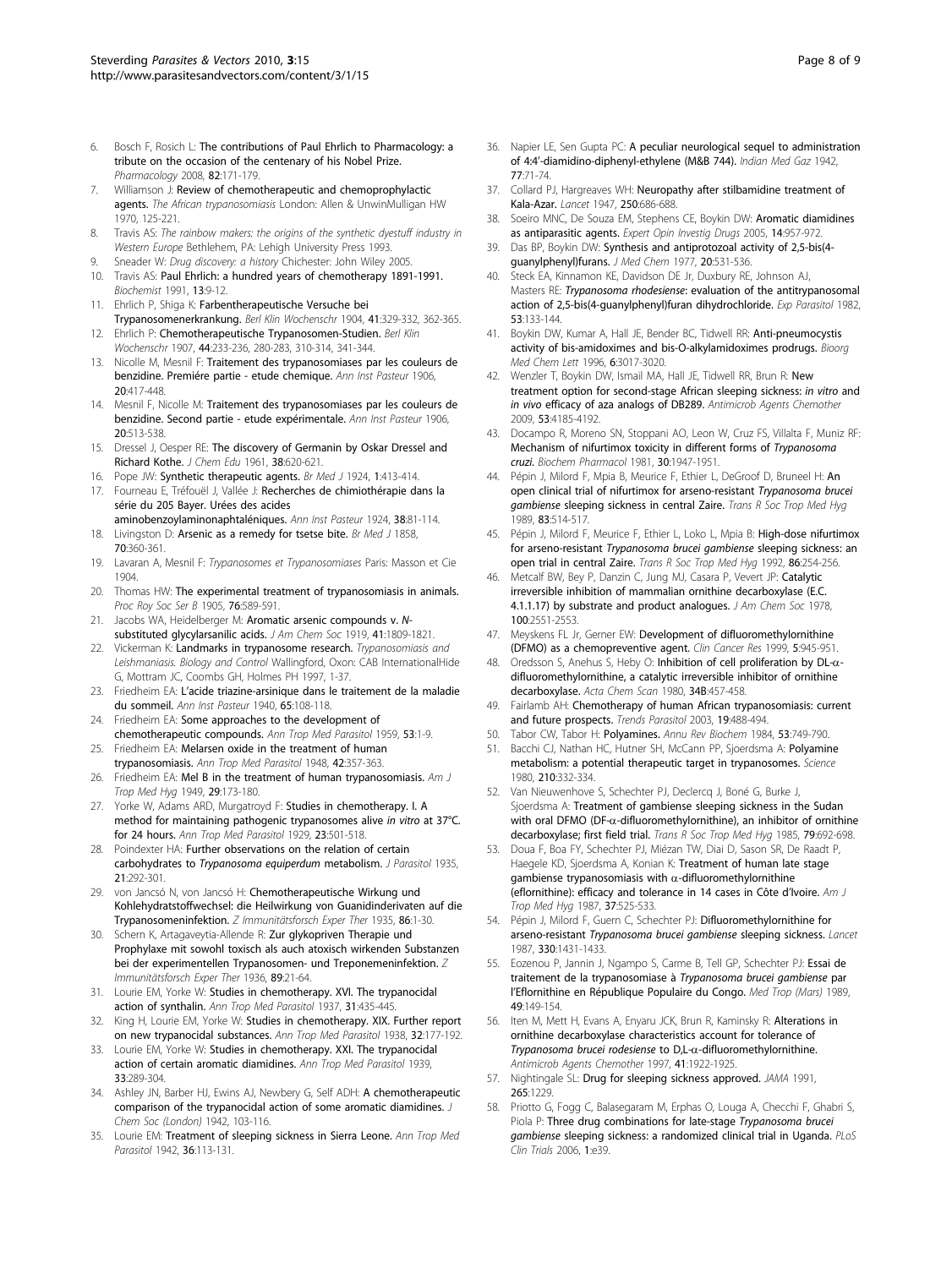6. Bosch F, Rosich L: **The contributions of Paul Ehrlich to Pharmacology: a tribute on the occasion of the centenary of his Nobel Prize.** *Pharmacology* 2008, **82**:171-179.
7. Williamson J: **Review of chemotherapeutic and chemoprophylactic agents.** *The African trypanosomiasis* London: Allen & UnwinMulligan HW 1970, 125-221.
8. Travis AS: *The rainbow makers: the origins of the synthetic dyestuff industry in Western Europe* Bethlehem, PA: Lehigh University Press 1993.
9. Sneader W: *Drug discovery: a history* Chichester: John Wiley 2005.
10. Travis AS: **Paul Ehrlich: a hundred years of chemotherapy 1891-1991.** *Biochemist* 1991, **13**:9-12.
11. Ehrlich P, Shiga K: **Farbentherapeutische Versuche bei Trypanosomenerkrankung.** *Berl Klin Wochenschr* 1904, **41**:329-332, 362-365.
12. Ehrlich P: **Chemotherapeutische Trypanosomen-Studien.** *Berl Klin Wochenschr* 1907, **44**:233-236, 280-283, 310-314, 341-344.
13. Nicolle M, Mesnil F: **Traitement des trypanosomiases par les couleurs de benzidine. Premiére partie - etude chemique.** *Ann Inst Pasteur* 1906, **20**:417-448.
14. Mesnil F, Nicolle M: **Traitement des trypanosomiases par les couleurs de benzidine. Second partie - etude expérimentale.** *Ann Inst Pasteur* 1906, **20**:513-538.
15. Dressel J, Oesper RE: **The discovery of Germanin by Oskar Dressel and Richard Kothe.** *J Chem Edu* 1961, **38**:620-621.
16. Pope JW: **Synthetic therapeutic agents.** *Br Med J* 1924, **1**:413-414.
17. Fourneau E, Tréfouël J, Vallée J: **Recherches de chimiothérapie dans la série du 205 Bayer. Urées des acides aminobenzoylaminonaphtaléniques.** *Ann Inst Pasteur* 1924, **38**:81-114.
18. Livingston D: **Arsenic as a remedy for tsetse bite.** *Br Med J* 1858, **70**:360-361.
19. Lavaran A, Mesnil F: *Trypanosomes et Trypanosomiases* Paris: Masson et Cie 1904.
20. Thomas HW: **The experimental treatment of trypanosomiasis in animals.** *Proc Roy Soc Ser B* 1905, **76**:589-591.
21. Jacobs WA, Heidelberger M: **Aromatic arsenic compounds v. N-substituted glycylarsanilic acids.** *J Am Chem Soc* 1919, **41**:1809-1821.
22. Vickerman K: **Landmarks in trypanosome research.** *Trypanosomiasis and Leishmaniasis. Biology and Control* Wallingford, Oxon: CAB InternationalHide G, Mottram JC, Coombs GH, Holmes PH 1997, 1-37.
23. Friedheim EA: **L'acide triazine-arsinique dans le traitement de la maladie du sommeil.** *Ann Inst Pasteur* 1940, **65**:108-118.
24. Friedheim EA: **Some approaches to the development of chemotherapeutic compounds.** *Ann Trop Med Parasitol* 1959, **53**:1-9.
25. Friedheim EA: **Melarsen oxide in the treatment of human trypanosomiasis.** *Ann Trop Med Parasitol* 1948, **42**:357-363.
26. Friedheim EA: **Mel B in the treatment of human trypanosomiasis.** *Am J Trop Med Hyg* 1949, **29**:173-180.
27. Yorke W, Adams ARD, Murgatroyd F: **Studies in chemotherapy. I. A method for maintaining pathogenic trypanosomes alive *in vitro* at 37°C. for 24 hours.** *Ann Trop Med Parasitol* 1929, **23**:501-518.
28. Poindexter HA: **Further observations on the relation of certain carbohydrates to *Trypanosoma equiperdum* metabolism.** *J Parasitol* 1935, **21**:292-301.
29. von Jancsó N, von Jancsó H: **Chemotherapeutische Wirkung und Kohlehydratstoffwechsel: die Heilwirkung von Guanidinderivaten auf die Trypanosomeninfektion.** *Z Immunitätsforsch Exper Ther* 1935, **86**:1-30.
30. Schern K, Artagaveytia-Allende R: **Zur glykopriven Therapie und Prophylaxe mit sowohl toxisch als auch atoxisch wirkenden Substanzen bei der experimentellen Trypanosomen- und Treponemeninfektion.** *Z Immunitätsforsch Exper Ther* 1936, **89**:21-64.
31. Lourie EM, Yorke W: **Studies in chemotherapy. XVI. The trypanocidal action of synthalin.** *Ann Trop Med Parasitol* 1937, **31**:435-445.
32. King H, Lourie EM, Yorke W: **Studies in chemotherapy. XIX. Further report on new trypanocidal substances.** *Ann Trop Med Parasitol* 1938, **32**:177-192.
33. Lourie EM, Yorke W: **Studies in chemotherapy. XXI. The trypanocidal action of certain aromatic diamidines.** *Ann Trop Med Parasitol* 1939, **33**:289-304.
34. Ashley JN, Barber HJ, Ewins AJ, Newbery G, Self ADH: **A chemotherapeutic comparison of the trypanocidal action of some aromatic diamidines.** *J Chem Soc (London)* 1942, 103-116.
35. Lourie EM: **Treatment of sleeping sickness in Sierra Leone.** *Ann Trop Med Parasitol* 1942, **36**:113-131.
36. Napier LE, Sen Gupta PC: **A peculiar neurological sequel to administration of 4:4'-diamidino-diphenyl-ethylene (M&B 744).** *Indian Med Gaz* 1942, **77**:71-74.
37. Collard PJ, Hargreaves WH: **Neuropathy after stilbamidine treatment of Kala-Azar.** *Lancet* 1947, **250**:686-688.
38. Soeiro MNC, De Souza EM, Stephens CE, Boykin DW: **Aromatic diamidines as antiparasitic agents.** *Expert Opin Investig Drugs* 2005, **14**:957-972.
39. Das BP, Boykin DW: **Synthesis and antiprotozoal activity of 2,5-bis(4-guanylphenyl)furans.** *J Med Chem* 1977, **20**:531-536.
40. Steck EA, Kinnamon KE, Davidson DE Jr, Duxbury RE, Johnson AJ, Masters RE: ***Trypanosoma rhodesiense*: evaluation of the antitrypanosomal action of 2,5-bis(4-guanylphenyl)furan dihydrochloride.** *Exp Parasitol* 1982, **53**:133-144.
41. Boykin DW, Kumar A, Hall JE, Bender BC, Tidwell RR: **Anti-pneumocystis activity of bis-amidoximes and bis-O-alkylamidoximes prodrugs.** *Bioorg Med Chem Lett* 1996, **6**:3017-3020.
42. Wenzler T, Boykin DW, Ismail MA, Hall JE, Tidwell RR, Brun R: **New treatment option for second-stage African sleeping sickness: *in vitro* and *in vivo* efficacy of aza analogs of DB289.** *Antimicrob Agents Chemother* 2009, **53**:4185-4192.
43. Docampo R, Moreno SN, Stoppani AO, Leon W, Cruz FS, Villalta F, Muniz RF: **Mechanism of nifurtimox toxicity in different forms of *Trypanosoma cruzi*.** *Biochem Pharmacol* 1981, **30**:1947-1951.
44. Pépin J, Milord F, Mpia B, Meurice F, Ethier L, DeGroof D, Bruneel H: **An open clinical trial of nifurtimox for arseno-resistant *Trypanosoma brucei gambiense* sleeping sickness in central Zaire.** *Trans R Soc Trop Med Hyg* 1989, **83**:514-517.
45. Pépin J, Milord F, Meurice F, Ethier L, Loko L, Mpia B: **High-dose nifurtimox for arseno-resistant *Trypanosoma brucei gambiense* sleeping sickness: an open trial in central Zaire.** *Trans R Soc Trop Med Hyg* 1992, **86**:254-256.
46. Metcalf BW, Bey P, Danzin C, Jung MJ, Casara P, Vevert JP: **Catalytic irreversible inhibition of mammalian ornithine decarboxylase (E.C. 4.1.1.17) by substrate and product analogues.** *J Am Chem Soc* 1978, **100**:2551-2553.
47. Meyskens FL Jr, Gerner EW: **Development of difluoromethylornithine (DFMO) as a chemopreventive agent.** *Clin Cancer Res* 1999, **5**:945-951.
48. Oredsson S, Anehus S, Heby O: **Inhibition of cell proliferation by DL-α-difluoromethylornithine, a catalytic irreversible inhibitor of ornithine decarboxylase.** *Acta Chem Scan* 1980, **34B**:457-458.
49. Fairlamb AH: **Chemotherapy of human African trypanosomiasis: current and future prospects.** *Trends Parasitol* 2003, **19**:488-494.
50. Tabor CW, Tabor H: **Polyamines.** *Annu Rev Biochem* 1984, **53**:749-790.
51. Bacchi CJ, Nathan HC, Hutner SH, McCann PP, Sjoerdsma A: **Polyamine metabolism: a potential therapeutic target in trypanosomes.** *Science* 1980, **210**:332-334.
52. Van Nieuwenhove S, Schechter PJ, Declercq J, Boné G, Burke J, Sjoerdsma A: **Treatment of gambiense sleeping sickness in the Sudan with oral DFMO (DF-α-difluoromethylornithine), an inhibitor of ornithine decarboxylase; first field trial.** *Trans R Soc Trop Med Hyg* 1985, **79**:692-698.
53. Doua F, Boa FY, Schechter PJ, Miézan TW, Diai D, Sason SR, De Raadt P, Haegele KD, Sjoerdsma A, Konian K: **Treatment of human late stage gambiense trypanosomiasis with α-difluoromethylornithine (eflornithine): efficacy and tolerance in 14 cases in Côte d'Ivoire.** *Am J Trop Med Hyg* 1987, **37**:525-533.
54. Pépin J, Milord F, Guern C, Schechter PJ: **Difluoromethylornithine for arseno-resistant *Trypanosoma brucei gambiense* sleeping sickness.** *Lancet* 1987, **330**:1431-1433.
55. Eozenou P, Jannin J, Ngampo S, Carme B, Tell GP, Schechter PJ: **Essai de traitement de la trypanosomiase à *Trypanosoma brucei gambiense* par l'Eflornithine en République Populaire du Congo.** *Med Trop (Mars)* 1989, **49**:149-154.
56. Iten M, Mett H, Evans A, Enyaru JCK, Brun R, Kaminsky R: **Alterations in ornithine decarboxylase characteristics account for tolerance of *Trypanosoma brucei rodesiense* to D,L-α-difluoromethylornithine.** *Antimicrob Agents Chemother* 1997, **41**:1922-1925.
57. Nightingale SL: **Drug for sleeping sickness approved.** *JAMA* 1991, **265**:1229.
58. Priotto G, Fogg C, Balasegaram M, Erphas O, Louga A, Checchi F, Ghabri S, Piola P: **Three drug combinations for late-stage *Trypanosoma brucei gambiense* sleeping sickness: a randomized clinical trial in Uganda.** *PLoS Clin Trials* 2006, **1**:e39.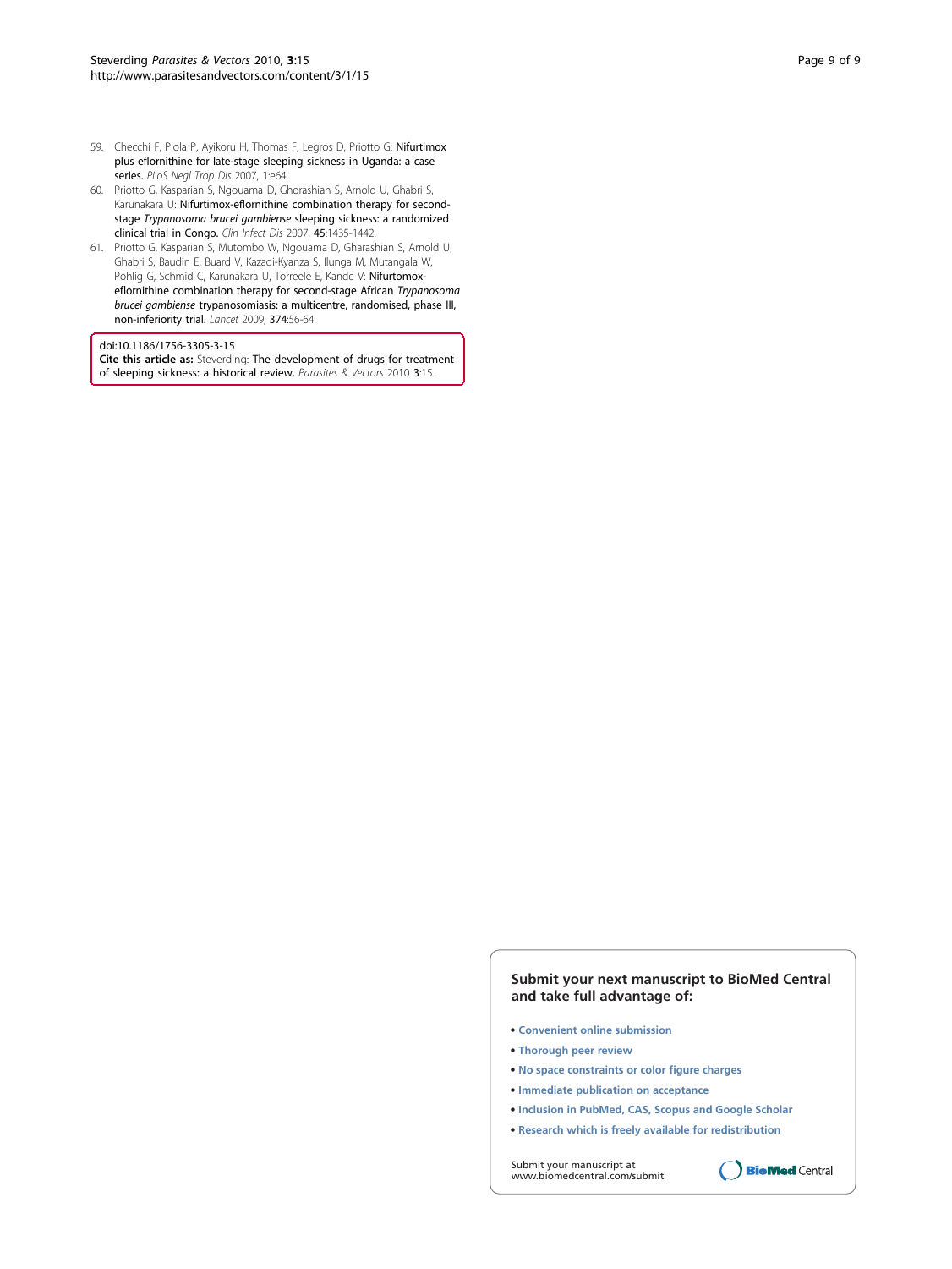59. Checchi F, Piola P, Ayikoru H, Thomas F, Legros D, Priotto G: **Nifurtimox plus eflornithine for late-stage sleeping sickness in Uganda: a case series.** *PLoS Negl Trop Dis* 2007, **1**:e64.
60. Priotto G, Kasparian S, Ngouama D, Ghorashian S, Arnold U, Ghabri S, Karunakara U: **Nifurtimox-eflornithine combination therapy for second-stage *Trypanosoma brucei gambiense* sleeping sickness: a randomized clinical trial in Congo.** *Clin Infect Dis* 2007, **45**:1435-1442.
61. Priotto G, Kasparian S, Mutombo W, Ngouama D, Gharashian S, Arnold U, Ghabri S, Baudin E, Buard V, Kazadi-Kyanza S, Ilunga M, Mutangala W, Pohlig G, Schmid C, Karunakara U, Torreele E, Kande V: **Nifurtomox-eflornithine combination therapy for second-stage African *Trypanosoma brucei gambiense* trypanosomiasis: a multicentre, randomised, phase III, non-inferiority trial.** *Lancet* 2009, **374**:56-64.

doi:10.1186/1756-3305-3-15

**Cite this article as:** Steverding: **The development of drugs for treatment of sleeping sickness: a historical review.** *Parasites & Vectors* 2010 **3**:15.

**Submit your next manuscript to BioMed Central and take full advantage of:**

- **Convenient online submission**
- **Thorough peer review**
- **No space constraints or color figure charges**
- **Immediate publication on acceptance**
- **Inclusion in PubMed, CAS, Scopus and Google Scholar**
- **Research which is freely available for redistribution**

Submit your manuscript at
www.biomedcentral.com/submit

BioMed Central